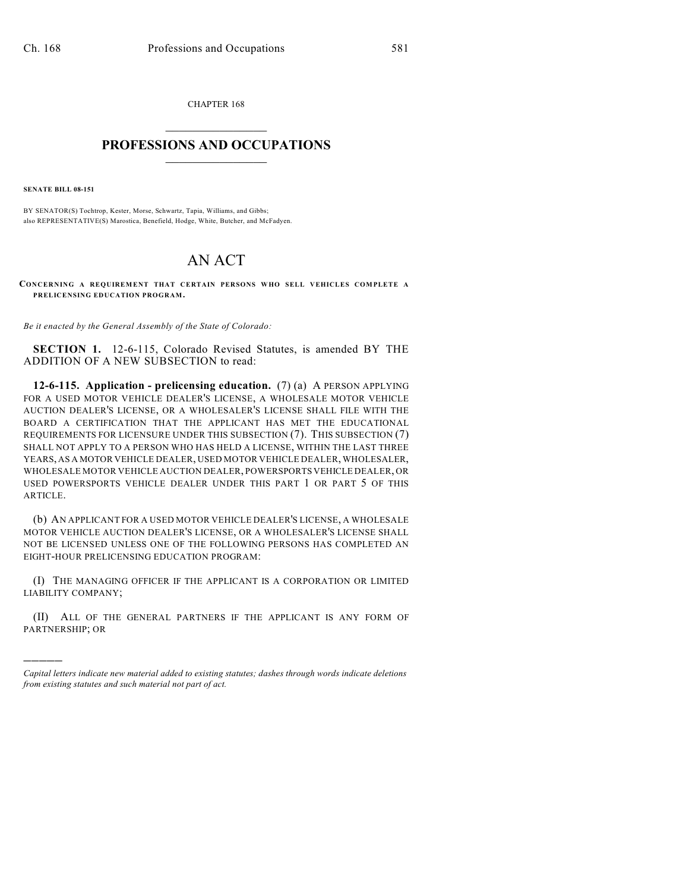CHAPTER 168

# PROFESSIONS AND OCCUPATIONS

**SENATE BILL 08-151**

BY SENATOR(S) Tochtrop, Kester, Morse, Schwartz, Tapia, Williams, and Gibbs;
also REPRESENTATIVE(S) Marostica, Benefield, Hodge, White, Butcher, and McFadyen.

# AN ACT

**CONCERNING A REQUIREMENT THAT CERTAIN PERSONS WHO SELL VEHICLES COMPLETE A PRELICENSING EDUCATION PROGRAM.**

*Be it enacted by the General Assembly of the State of Colorado:*

**SECTION 1.** 12-6-115, Colorado Revised Statutes, is amended BY THE ADDITION OF A NEW SUBSECTION to read:

**12-6-115. Application - prelicensing education.** (7) (a) A PERSON APPLYING FOR A USED MOTOR VEHICLE DEALER'S LICENSE, A WHOLESALE MOTOR VEHICLE AUCTION DEALER'S LICENSE, OR A WHOLESALER'S LICENSE SHALL FILE WITH THE BOARD A CERTIFICATION THAT THE APPLICANT HAS MET THE EDUCATIONAL REQUIREMENTS FOR LICENSURE UNDER THIS SUBSECTION (7). THIS SUBSECTION (7) SHALL NOT APPLY TO A PERSON WHO HAS HELD A LICENSE, WITHIN THE LAST THREE YEARS, AS A MOTOR VEHICLE DEALER, USED MOTOR VEHICLE DEALER, WHOLESALER, WHOLESALE MOTOR VEHICLE AUCTION DEALER, POWERSPORTS VEHICLE DEALER, OR USED POWERSPORTS VEHICLE DEALER UNDER THIS PART 1 OR PART 5 OF THIS ARTICLE.

(b) AN APPLICANT FOR A USED MOTOR VEHICLE DEALER'S LICENSE, A WHOLESALE MOTOR VEHICLE AUCTION DEALER'S LICENSE, OR A WHOLESALER'S LICENSE SHALL NOT BE LICENSED UNLESS ONE OF THE FOLLOWING PERSONS HAS COMPLETED AN EIGHT-HOUR PRELICENSING EDUCATION PROGRAM:

(I) THE MANAGING OFFICER IF THE APPLICANT IS A CORPORATION OR LIMITED LIABILITY COMPANY;

(II) ALL OF THE GENERAL PARTNERS IF THE APPLICANT IS ANY FORM OF PARTNERSHIP; OR

———

*Capital letters indicate new material added to existing statutes; dashes through words indicate deletions from existing statutes and such material not part of act.*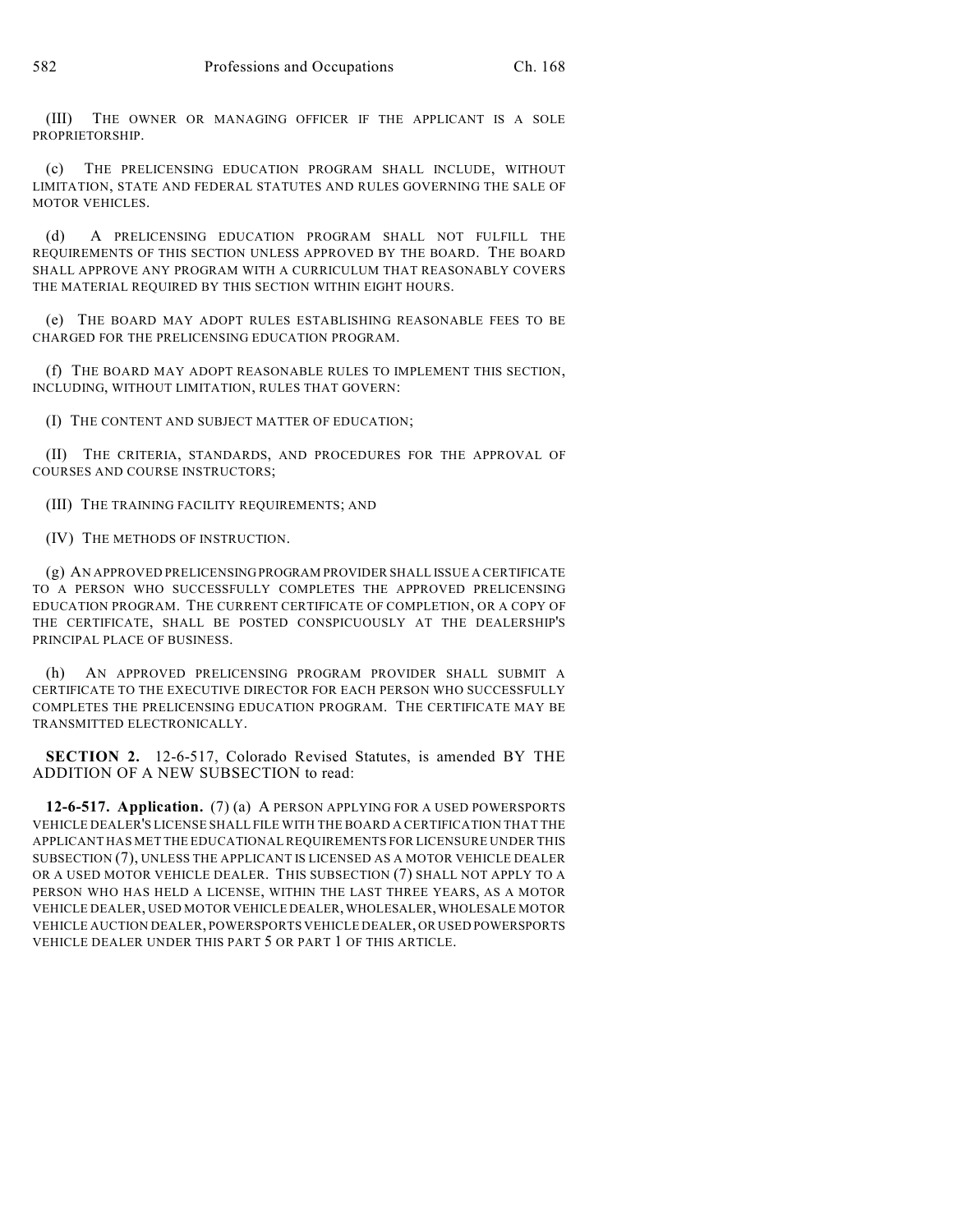(III) THE OWNER OR MANAGING OFFICER IF THE APPLICANT IS A SOLE PROPRIETORSHIP.

(c) THE PRELICENSING EDUCATION PROGRAM SHALL INCLUDE, WITHOUT LIMITATION, STATE AND FEDERAL STATUTES AND RULES GOVERNING THE SALE OF MOTOR VEHICLES.

(d) A PRELICENSING EDUCATION PROGRAM SHALL NOT FULFILL THE REQUIREMENTS OF THIS SECTION UNLESS APPROVED BY THE BOARD. THE BOARD SHALL APPROVE ANY PROGRAM WITH A CURRICULUM THAT REASONABLY COVERS THE MATERIAL REQUIRED BY THIS SECTION WITHIN EIGHT HOURS.

(e) THE BOARD MAY ADOPT RULES ESTABLISHING REASONABLE FEES TO BE CHARGED FOR THE PRELICENSING EDUCATION PROGRAM.

(f) THE BOARD MAY ADOPT REASONABLE RULES TO IMPLEMENT THIS SECTION, INCLUDING, WITHOUT LIMITATION, RULES THAT GOVERN:

(I) THE CONTENT AND SUBJECT MATTER OF EDUCATION;

(II) THE CRITERIA, STANDARDS, AND PROCEDURES FOR THE APPROVAL OF COURSES AND COURSE INSTRUCTORS;

(III) THE TRAINING FACILITY REQUIREMENTS; AND

(IV) THE METHODS OF INSTRUCTION.

(g) AN APPROVED PRELICENSING PROGRAM PROVIDER SHALL ISSUE A CERTIFICATE TO A PERSON WHO SUCCESSFULLY COMPLETES THE APPROVED PRELICENSING EDUCATION PROGRAM. THE CURRENT CERTIFICATE OF COMPLETION, OR A COPY OF THE CERTIFICATE, SHALL BE POSTED CONSPICUOUSLY AT THE DEALERSHIP'S PRINCIPAL PLACE OF BUSINESS.

(h) AN APPROVED PRELICENSING PROGRAM PROVIDER SHALL SUBMIT A CERTIFICATE TO THE EXECUTIVE DIRECTOR FOR EACH PERSON WHO SUCCESSFULLY COMPLETES THE PRELICENSING EDUCATION PROGRAM. THE CERTIFICATE MAY BE TRANSMITTED ELECTRONICALLY.

**SECTION 2.** 12-6-517, Colorado Revised Statutes, is amended BY THE ADDITION OF A NEW SUBSECTION to read:

**12-6-517. Application.** (7) (a) A PERSON APPLYING FOR A USED POWERSPORTS VEHICLE DEALER'S LICENSE SHALL FILE WITH THE BOARD A CERTIFICATION THAT THE APPLICANT HAS MET THE EDUCATIONAL REQUIREMENTS FOR LICENSURE UNDER THIS SUBSECTION (7), UNLESS THE APPLICANT IS LICENSED AS A MOTOR VEHICLE DEALER OR A USED MOTOR VEHICLE DEALER. THIS SUBSECTION (7) SHALL NOT APPLY TO A PERSON WHO HAS HELD A LICENSE, WITHIN THE LAST THREE YEARS, AS A MOTOR VEHICLE DEALER, USED MOTOR VEHICLE DEALER, WHOLESALER, WHOLESALE MOTOR VEHICLE AUCTION DEALER, POWERSPORTS VEHICLE DEALER, OR USED POWERSPORTS VEHICLE DEALER UNDER THIS PART 5 OR PART 1 OF THIS ARTICLE.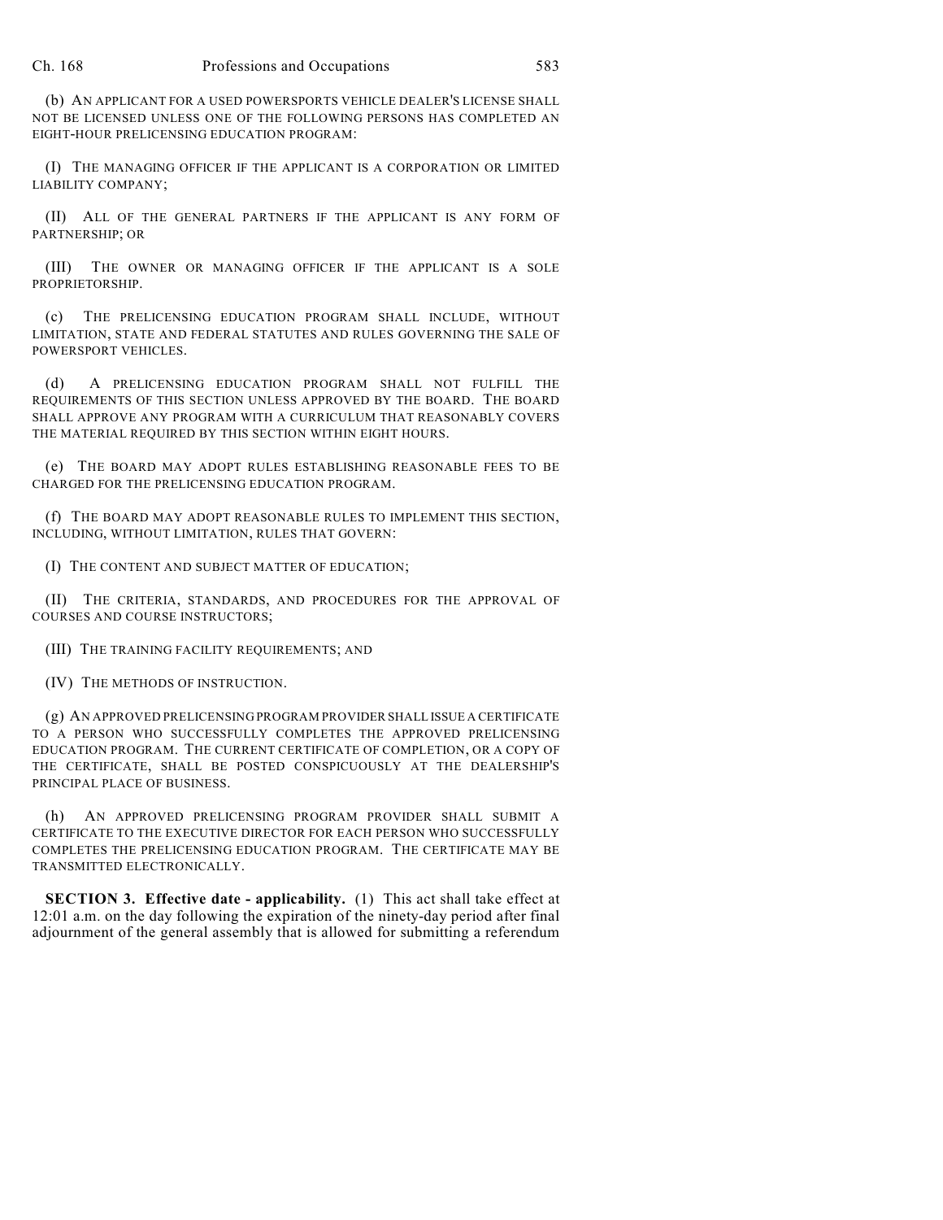(b) AN APPLICANT FOR A USED POWERSPORTS VEHICLE DEALER'S LICENSE SHALL NOT BE LICENSED UNLESS ONE OF THE FOLLOWING PERSONS HAS COMPLETED AN EIGHT-HOUR PRELICENSING EDUCATION PROGRAM:

(I) THE MANAGING OFFICER IF THE APPLICANT IS A CORPORATION OR LIMITED LIABILITY COMPANY;

(II) ALL OF THE GENERAL PARTNERS IF THE APPLICANT IS ANY FORM OF PARTNERSHIP; OR

(III) THE OWNER OR MANAGING OFFICER IF THE APPLICANT IS A SOLE PROPRIETORSHIP.

(c) THE PRELICENSING EDUCATION PROGRAM SHALL INCLUDE, WITHOUT LIMITATION, STATE AND FEDERAL STATUTES AND RULES GOVERNING THE SALE OF POWERSPORT VEHICLES.

(d) A PRELICENSING EDUCATION PROGRAM SHALL NOT FULFILL THE REQUIREMENTS OF THIS SECTION UNLESS APPROVED BY THE BOARD. THE BOARD SHALL APPROVE ANY PROGRAM WITH A CURRICULUM THAT REASONABLY COVERS THE MATERIAL REQUIRED BY THIS SECTION WITHIN EIGHT HOURS.

(e) THE BOARD MAY ADOPT RULES ESTABLISHING REASONABLE FEES TO BE CHARGED FOR THE PRELICENSING EDUCATION PROGRAM.

(f) THE BOARD MAY ADOPT REASONABLE RULES TO IMPLEMENT THIS SECTION, INCLUDING, WITHOUT LIMITATION, RULES THAT GOVERN:

(I) THE CONTENT AND SUBJECT MATTER OF EDUCATION;

(II) THE CRITERIA, STANDARDS, AND PROCEDURES FOR THE APPROVAL OF COURSES AND COURSE INSTRUCTORS;

(III) THE TRAINING FACILITY REQUIREMENTS; AND

(IV) THE METHODS OF INSTRUCTION.

(g) AN APPROVED PRELICENSING PROGRAM PROVIDER SHALL ISSUE A CERTIFICATE TO A PERSON WHO SUCCESSFULLY COMPLETES THE APPROVED PRELICENSING EDUCATION PROGRAM. THE CURRENT CERTIFICATE OF COMPLETION, OR A COPY OF THE CERTIFICATE, SHALL BE POSTED CONSPICUOUSLY AT THE DEALERSHIP'S PRINCIPAL PLACE OF BUSINESS.

(h) AN APPROVED PRELICENSING PROGRAM PROVIDER SHALL SUBMIT A CERTIFICATE TO THE EXECUTIVE DIRECTOR FOR EACH PERSON WHO SUCCESSFULLY COMPLETES THE PRELICENSING EDUCATION PROGRAM. THE CERTIFICATE MAY BE TRANSMITTED ELECTRONICALLY.

**SECTION 3. Effective date - applicability.** (1) This act shall take effect at 12:01 a.m. on the day following the expiration of the ninety-day period after final adjournment of the general assembly that is allowed for submitting a referendum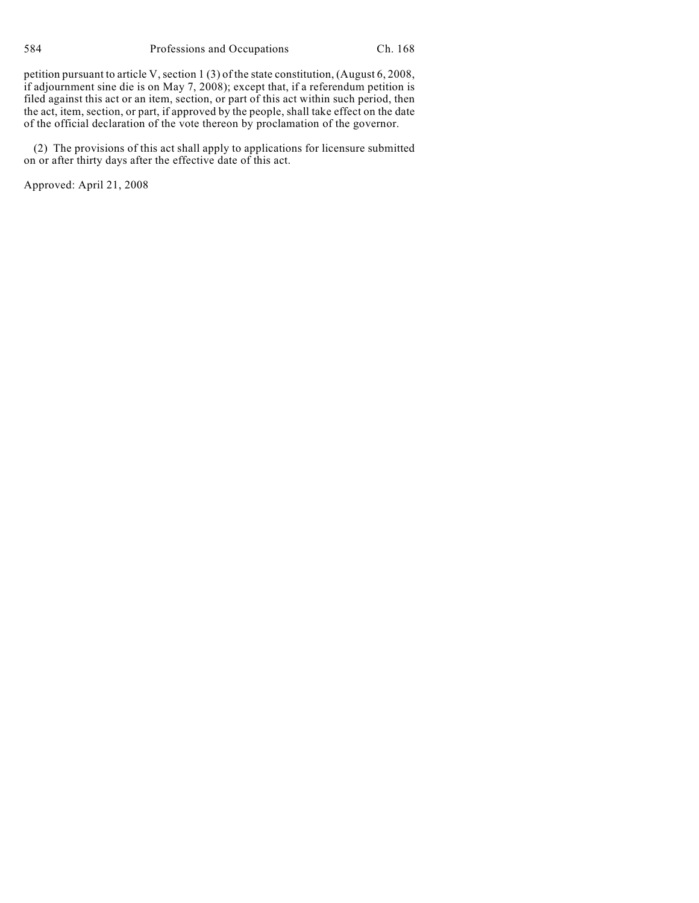petition pursuant to article V, section 1 (3) of the state constitution, (August 6, 2008, if adjournment sine die is on May 7, 2008); except that, if a referendum petition is filed against this act or an item, section, or part of this act within such period, then the act, item, section, or part, if approved by the people, shall take effect on the date of the official declaration of the vote thereon by proclamation of the governor.

(2) The provisions of this act shall apply to applications for licensure submitted on or after thirty days after the effective date of this act.

Approved: April 21, 2008